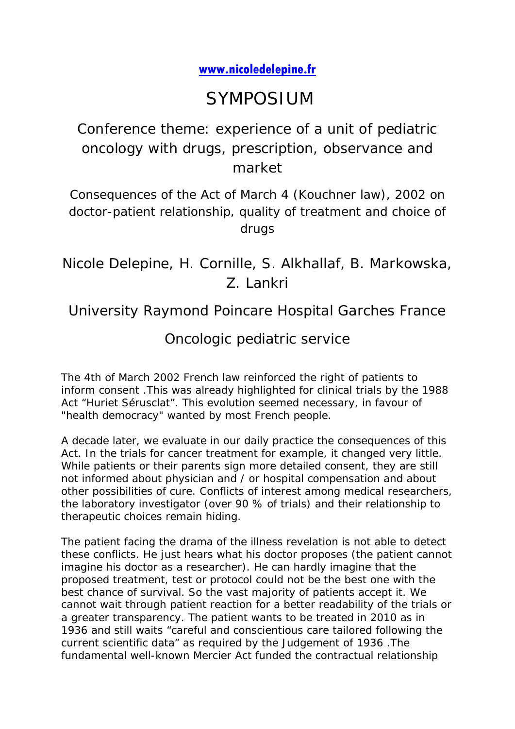**www.nicoledelepine.fr**

# SYMPOSIUM

## Conference theme: experience of a unit of pediatric oncology with drugs, prescription, observance and market

### Consequences of the Act of March 4 (Kouchner law), 2002 on doctor-patient relationship, quality of treatment and choice of drugs

## Nicole Delepine, H. Cornille, S. Alkhallaf, B. Markowska, Z. Lankri

### University Raymond Poincare Hospital Garches France

### Oncologic pediatric service

The 4th of March 2002 French law reinforced the right of patients to inform consent .This was already highlighted for clinical trials by the 1988 Act "Huriet Sérusclat". This evolution seemed necessary, in favour of "health democracy" wanted by most French people.

A decade later, we evaluate in our daily practice the consequences of this Act. In the trials for cancer treatment for example, it changed very little. While patients or their parents sign more detailed consent, they are still not informed about physician and / or hospital compensation and about other possibilities of cure. Conflicts of interest among medical researchers, the laboratory investigator (over 90 % of trials) and their relationship to therapeutic choices remain hiding.

The patient facing the drama of the illness revelation is not able to detect these conflicts. He just hears what his doctor proposes (the patient cannot imagine his doctor as a researcher). He can hardly imagine that the proposed treatment, test or protocol could not be the best one with the best chance of survival. So the vast majority of patients accept it. We cannot wait through patient reaction for a better readability of the trials or a greater transparency. The patient wants to be treated in 2010 as in 1936 and still waits "careful and conscientious care tailored following the current scientific data" as required by the Judgement of 1936 .The fundamental well-known Mercier Act funded the contractual relationship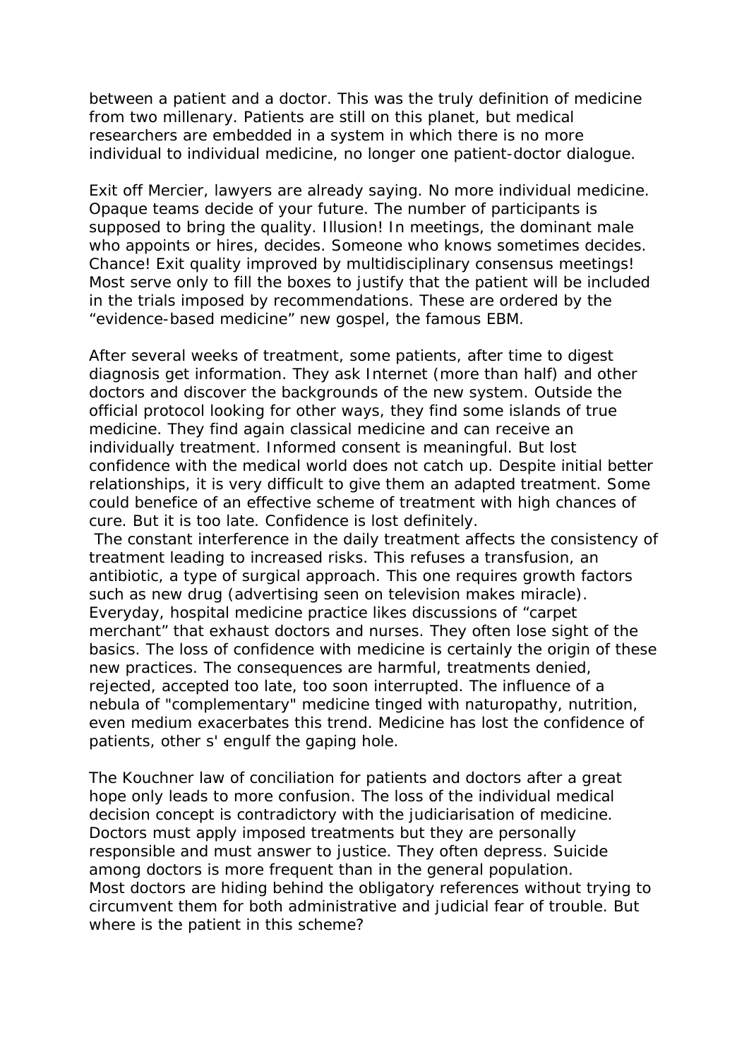between a patient and a doctor. This was the truly definition of medicine from two millenary. Patients are still on this planet, but medical researchers are embedded in a system in which there is no more individual to individual medicine, no longer one patient-doctor dialogue.

Exit off Mercier, lawyers are already saying. No more individual medicine. Opaque teams decide of your future. The number of participants is supposed to bring the quality. Illusion! In meetings, the dominant male who appoints or hires, decides. Someone who knows sometimes decides. Chance! Exit quality improved by multidisciplinary consensus meetings! Most serve only to fill the boxes to justify that the patient will be included in the trials imposed by recommendations. These are ordered by the "evidence-based medicine" new gospel, the famous EBM.

After several weeks of treatment, some patients, after time to digest diagnosis get information. They ask Internet (more than half) and other doctors and discover the backgrounds of the new system. Outside the official protocol looking for other ways, they find some islands of true medicine. They find again classical medicine and can receive an individually treatment. Informed consent is meaningful. But lost confidence with the medical world does not catch up. Despite initial better relationships, it is very difficult to give them an adapted treatment. Some could benefice of an effective scheme of treatment with high chances of cure. But it is too late. Confidence is lost definitely.

The constant interference in the daily treatment affects the consistency of treatment leading to increased risks. This refuses a transfusion, an antibiotic, a type of surgical approach. This one requires growth factors such as new drug (advertising seen on television makes miracle). Everyday, hospital medicine practice likes discussions of "carpet merchant" that exhaust doctors and nurses. They often lose sight of the basics. The loss of confidence with medicine is certainly the origin of these new practices. The consequences are harmful, treatments denied, rejected, accepted too late, too soon interrupted. The influence of a nebula of "complementary" medicine tinged with naturopathy, nutrition, even medium exacerbates this trend. Medicine has lost the confidence of patients, other s' engulf the gaping hole.

The Kouchner law of conciliation for patients and doctors after a great hope only leads to more confusion. The loss of the individual medical decision concept is contradictory with the judiciarisation of medicine. Doctors must apply imposed treatments but they are personally responsible and must answer to justice. They often depress. Suicide among doctors is more frequent than in the general population.
Most doctors are hiding behind the obligatory references without trying to circumvent them for both administrative and judicial fear of trouble. But where is the patient in this scheme?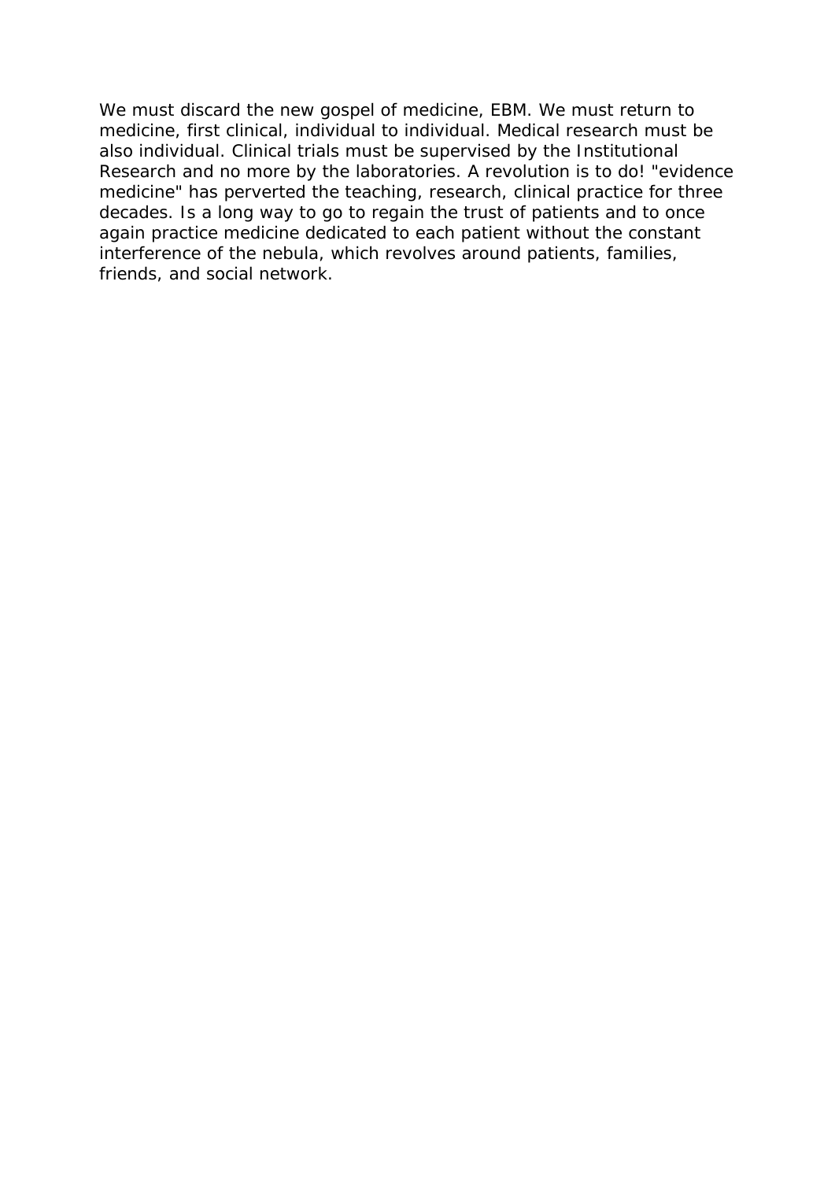We must discard the new gospel of medicine, EBM. We must return to medicine, first clinical, individual to individual. Medical research must be also individual. Clinical trials must be supervised by the Institutional Research and no more by the laboratories. A revolution is to do! "evidence medicine" has perverted the teaching, research, clinical practice for three decades. Is a long way to go to regain the trust of patients and to once again practice medicine dedicated to each patient without the constant interference of the nebula, which revolves around patients, families, friends, and social network.